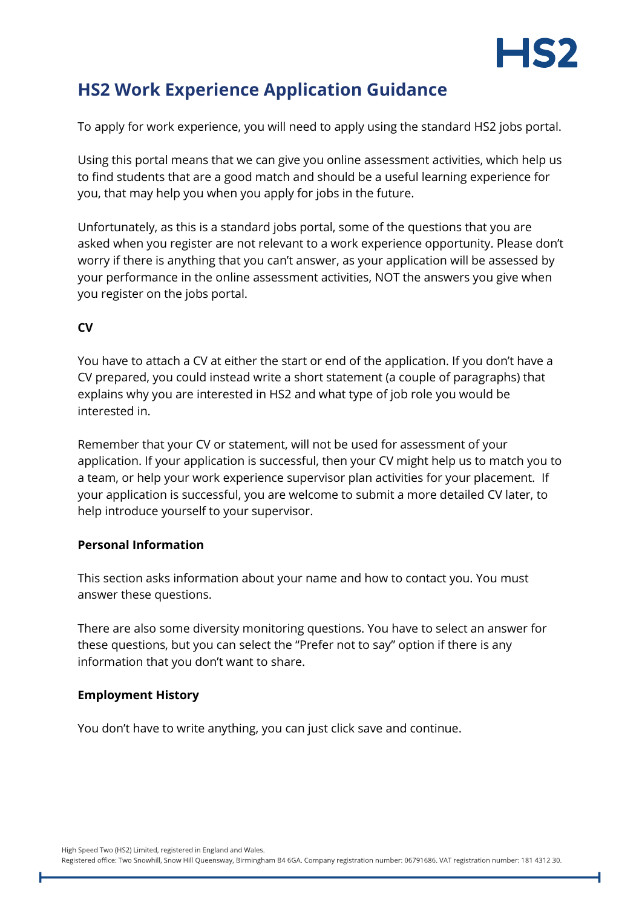# HS2 Work Experience Application Guidance

To apply for work experience, you will need to apply using the standard HS2 jobs portal.

Using this portal means that we can give you online assessment activities, which help us to find students that are a good match and should be a useful learning experience for you, that may help you when you apply for jobs in the future.

Unfortunately, as this is a standard jobs portal, some of the questions that you are asked when you register are not relevant to a work experience opportunity. Please don't worry if there is anything that you can't answer, as your application will be assessed by your performance in the online assessment activities, NOT the answers you give when you register on the jobs portal.

**CV**

You have to attach a CV at either the start or end of the application. If you don't have a CV prepared, you could instead write a short statement (a couple of paragraphs) that explains why you are interested in HS2 and what type of job role you would be interested in.

Remember that your CV or statement, will not be used for assessment of your application. If your application is successful, then your CV might help us to match you to a team, or help your work experience supervisor plan activities for your placement. If your application is successful, you are welcome to submit a more detailed CV later, to help introduce yourself to your supervisor.

**Personal Information**

This section asks information about your name and how to contact you. You must answer these questions.

There are also some diversity monitoring questions. You have to select an answer for these questions, but you can select the "Prefer not to say" option if there is any information that you don't want to share.

**Employment History**

You don't have to write anything, you can just click save and continue.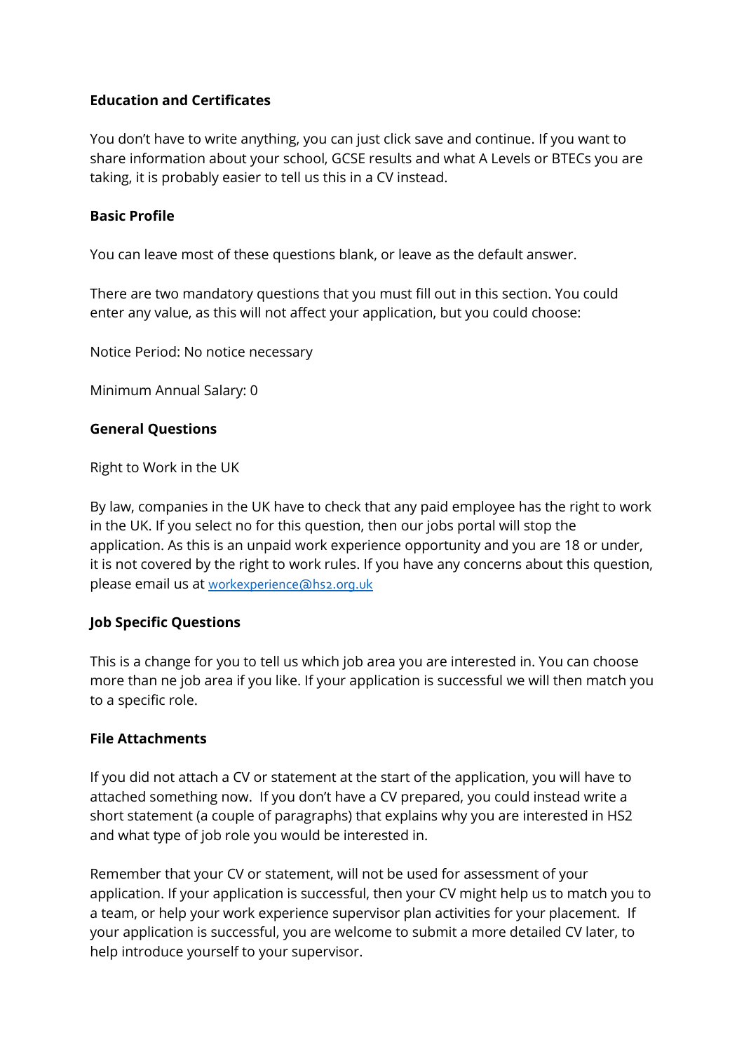**Education and Certificates**

You don't have to write anything, you can just click save and continue. If you want to share information about your school, GCSE results and what A Levels or BTECs you are taking, it is probably easier to tell us this in a CV instead.

**Basic Profile**

You can leave most of these questions blank, or leave as the default answer.

There are two mandatory questions that you must fill out in this section. You could enter any value, as this will not affect your application, but you could choose:

Notice Period: No notice necessary

Minimum Annual Salary: 0

**General Questions**

Right to Work in the UK

By law, companies in the UK have to check that any paid employee has the right to work in the UK. If you select no for this question, then our jobs portal will stop the application. As this is an unpaid work experience opportunity and you are 18 or under, it is not covered by the right to work rules. If you have any concerns about this question, please email us at workexperience@hs2.org.uk

**Job Specific Questions**

This is a change for you to tell us which job area you are interested in. You can choose more than ne job area if you like. If your application is successful we will then match you to a specific role.

**File Attachments**

If you did not attach a CV or statement at the start of the application, you will have to attached something now. If you don't have a CV prepared, you could instead write a short statement (a couple of paragraphs) that explains why you are interested in HS2 and what type of job role you would be interested in.

Remember that your CV or statement, will not be used for assessment of your application. If your application is successful, then your CV might help us to match you to a team, or help your work experience supervisor plan activities for your placement. If your application is successful, you are welcome to submit a more detailed CV later, to help introduce yourself to your supervisor.